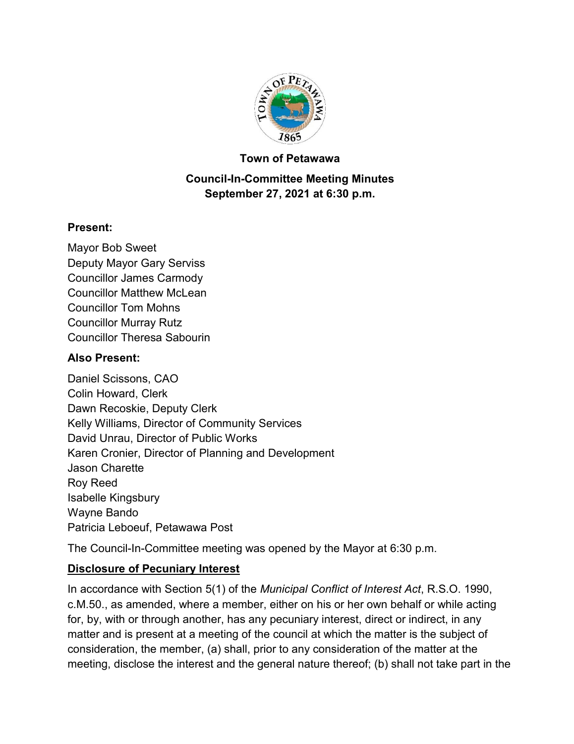**Town of Petawawa**

**Council-In-Committee Meeting Minutes**
**September 27, 2021 at 6:30 p.m.**

### Present:

Mayor Bob Sweet
Deputy Mayor Gary Serviss
Councillor James Carmody
Councillor Matthew McLean
Councillor Tom Mohns
Councillor Murray Rutz
Councillor Theresa Sabourin

### Also Present:

Daniel Scissons, CAO
Colin Howard, Clerk
Dawn Recoskie, Deputy Clerk
Kelly Williams, Director of Community Services
David Unrau, Director of Public Works
Karen Cronier, Director of Planning and Development
Jason Charette
Roy Reed
Isabelle Kingsbury
Wayne Bando
Patricia Leboeuf, Petawawa Post

The Council-In-Committee meeting was opened by the Mayor at 6:30 p.m.

**Disclosure of Pecuniary Interest**

In accordance with Section 5(1) of the *Municipal Conflict of Interest Act*, R.S.O. 1990, c.M.50., as amended, where a member, either on his or her own behalf or while acting for, by, with or through another, has any pecuniary interest, direct or indirect, in any matter and is present at a meeting of the council at which the matter is the subject of consideration, the member, (a) shall, prior to any consideration of the matter at the meeting, disclose the interest and the general nature thereof; (b) shall not take part in the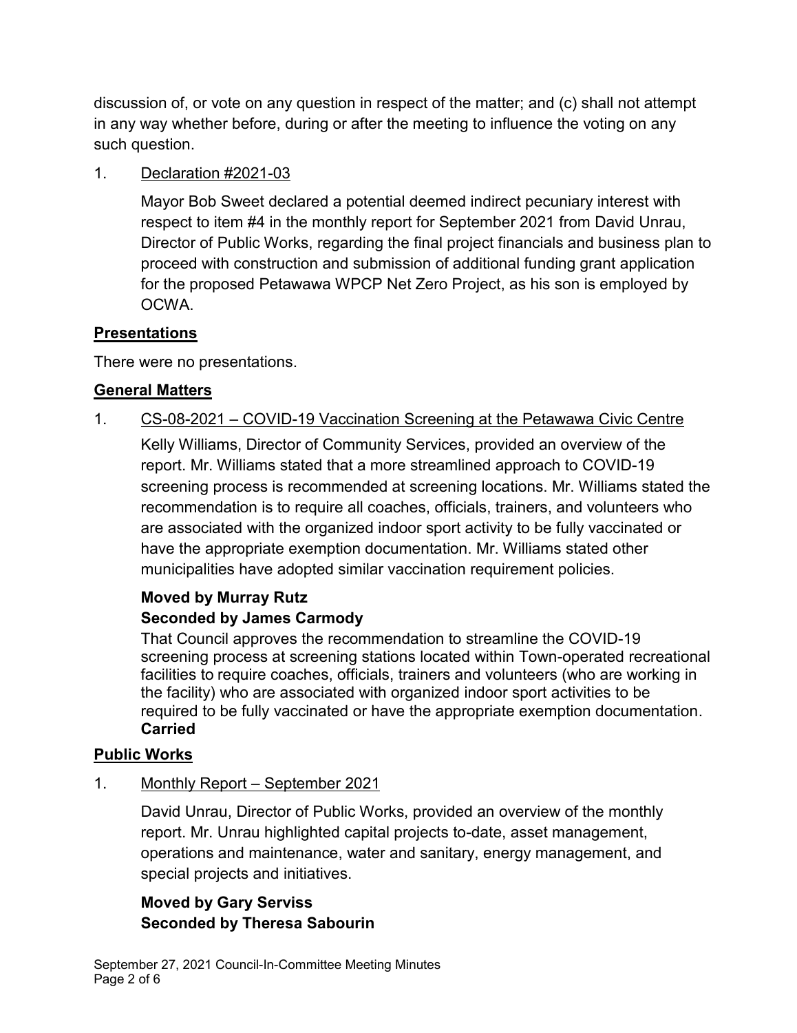discussion of, or vote on any question in respect of the matter; and (c) shall not attempt in any way whether before, during or after the meeting to influence the voting on any such question.

1. Declaration #2021-03

   Mayor Bob Sweet declared a potential deemed indirect pecuniary interest with respect to item #4 in the monthly report for September 2021 from David Unrau, Director of Public Works, regarding the final project financials and business plan to proceed with construction and submission of additional funding grant application for the proposed Petawawa WPCP Net Zero Project, as his son is employed by OCWA.

## Presentations

There were no presentations.

## General Matters

1. CS-08-2021 – COVID-19 Vaccination Screening at the Petawawa Civic Centre

   Kelly Williams, Director of Community Services, provided an overview of the report. Mr. Williams stated that a more streamlined approach to COVID-19 screening process is recommended at screening locations. Mr. Williams stated the recommendation is to require all coaches, officials, trainers, and volunteers who are associated with the organized indoor sport activity to be fully vaccinated or have the appropriate exemption documentation. Mr. Williams stated other municipalities have adopted similar vaccination requirement policies.

   **Moved by Murray Rutz**
   **Seconded by James Carmody**

   That Council approves the recommendation to streamline the COVID-19 screening process at screening stations located within Town-operated recreational facilities to require coaches, officials, trainers and volunteers (who are working in the facility) who are associated with organized indoor sport activities to be required to be fully vaccinated or have the appropriate exemption documentation.
   **Carried**

## Public Works

1. Monthly Report – September 2021

   David Unrau, Director of Public Works, provided an overview of the monthly report. Mr. Unrau highlighted capital projects to-date, asset management, operations and maintenance, water and sanitary, energy management, and special projects and initiatives.

   **Moved by Gary Serviss**
   **Seconded by Theresa Sabourin**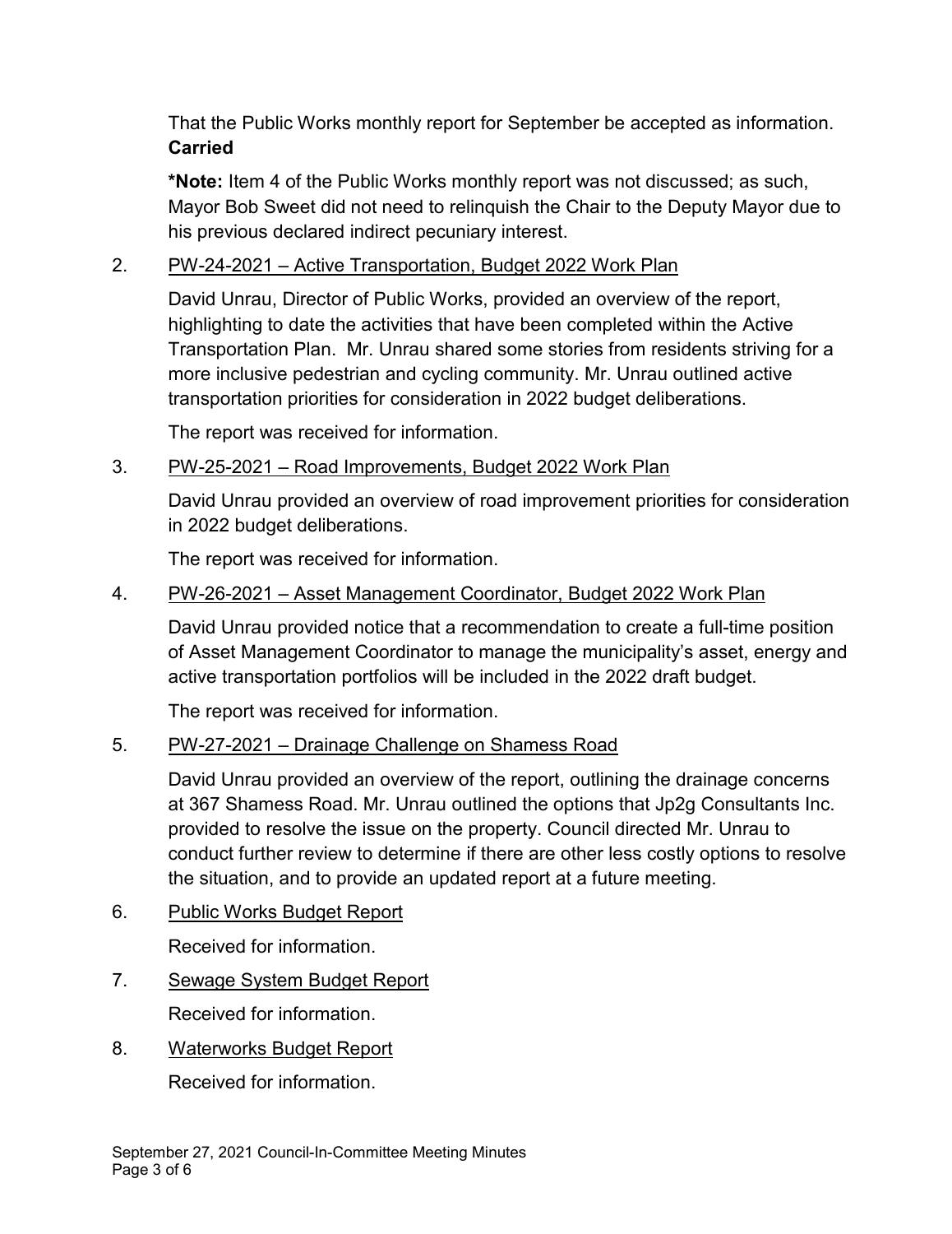That the Public Works monthly report for September be accepted as information.
**Carried**

***Note:** Item 4 of the Public Works monthly report was not discussed; as such, Mayor Bob Sweet did not need to relinquish the Chair to the Deputy Mayor due to his previous declared indirect pecuniary interest.

2. PW-24-2021 – Active Transportation, Budget 2022 Work Plan

   David Unrau, Director of Public Works, provided an overview of the report, highlighting to date the activities that have been completed within the Active Transportation Plan. Mr. Unrau shared some stories from residents striving for a more inclusive pedestrian and cycling community. Mr. Unrau outlined active transportation priorities for consideration in 2022 budget deliberations.

   The report was received for information.

3. PW-25-2021 – Road Improvements, Budget 2022 Work Plan

   David Unrau provided an overview of road improvement priorities for consideration in 2022 budget deliberations.

   The report was received for information.

4. PW-26-2021 – Asset Management Coordinator, Budget 2022 Work Plan

   David Unrau provided notice that a recommendation to create a full-time position of Asset Management Coordinator to manage the municipality's asset, energy and active transportation portfolios will be included in the 2022 draft budget.

   The report was received for information.

5. PW-27-2021 – Drainage Challenge on Shamess Road

   David Unrau provided an overview of the report, outlining the drainage concerns at 367 Shamess Road. Mr. Unrau outlined the options that Jp2g Consultants Inc. provided to resolve the issue on the property. Council directed Mr. Unrau to conduct further review to determine if there are other less costly options to resolve the situation, and to provide an updated report at a future meeting.

6. Public Works Budget Report

   Received for information.

7. Sewage System Budget Report

   Received for information.

8. Waterworks Budget Report

   Received for information.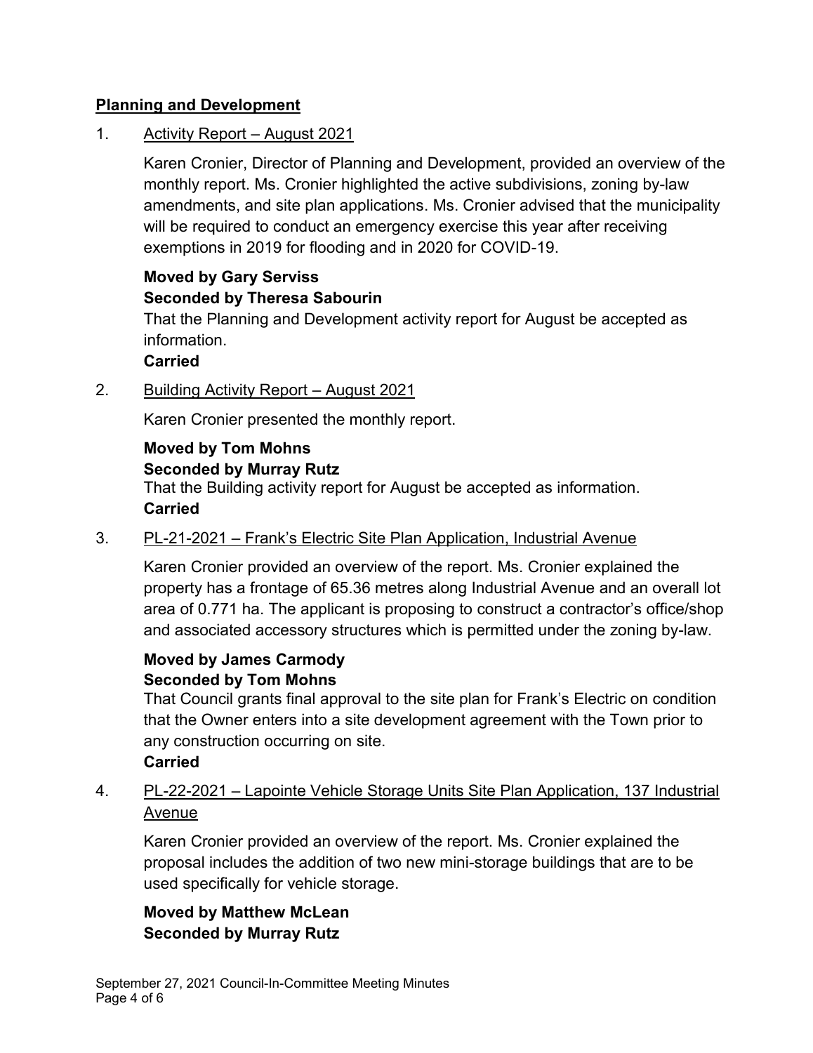## Planning and Development

1. Activity Report – August 2021

   Karen Cronier, Director of Planning and Development, provided an overview of the monthly report. Ms. Cronier highlighted the active subdivisions, zoning by-law amendments, and site plan applications. Ms. Cronier advised that the municipality will be required to conduct an emergency exercise this year after receiving exemptions in 2019 for flooding and in 2020 for COVID-19.

   **Moved by Gary Serviss**
   **Seconded by Theresa Sabourin**
   That the Planning and Development activity report for August be accepted as information.
   **Carried**

2. Building Activity Report – August 2021

   Karen Cronier presented the monthly report.

   **Moved by Tom Mohns**
   **Seconded by Murray Rutz**
   That the Building activity report for August be accepted as information.
   **Carried**

3. PL-21-2021 – Frank's Electric Site Plan Application, Industrial Avenue

   Karen Cronier provided an overview of the report. Ms. Cronier explained the property has a frontage of 65.36 metres along Industrial Avenue and an overall lot area of 0.771 ha. The applicant is proposing to construct a contractor's office/shop and associated accessory structures which is permitted under the zoning by-law.

   **Moved by James Carmody**
   **Seconded by Tom Mohns**
   That Council grants final approval to the site plan for Frank's Electric on condition that the Owner enters into a site development agreement with the Town prior to any construction occurring on site.
   **Carried**

4. PL-22-2021 – Lapointe Vehicle Storage Units Site Plan Application, 137 Industrial Avenue

   Karen Cronier provided an overview of the report. Ms. Cronier explained the proposal includes the addition of two new mini-storage buildings that are to be used specifically for vehicle storage.

   **Moved by Matthew McLean**
   **Seconded by Murray Rutz**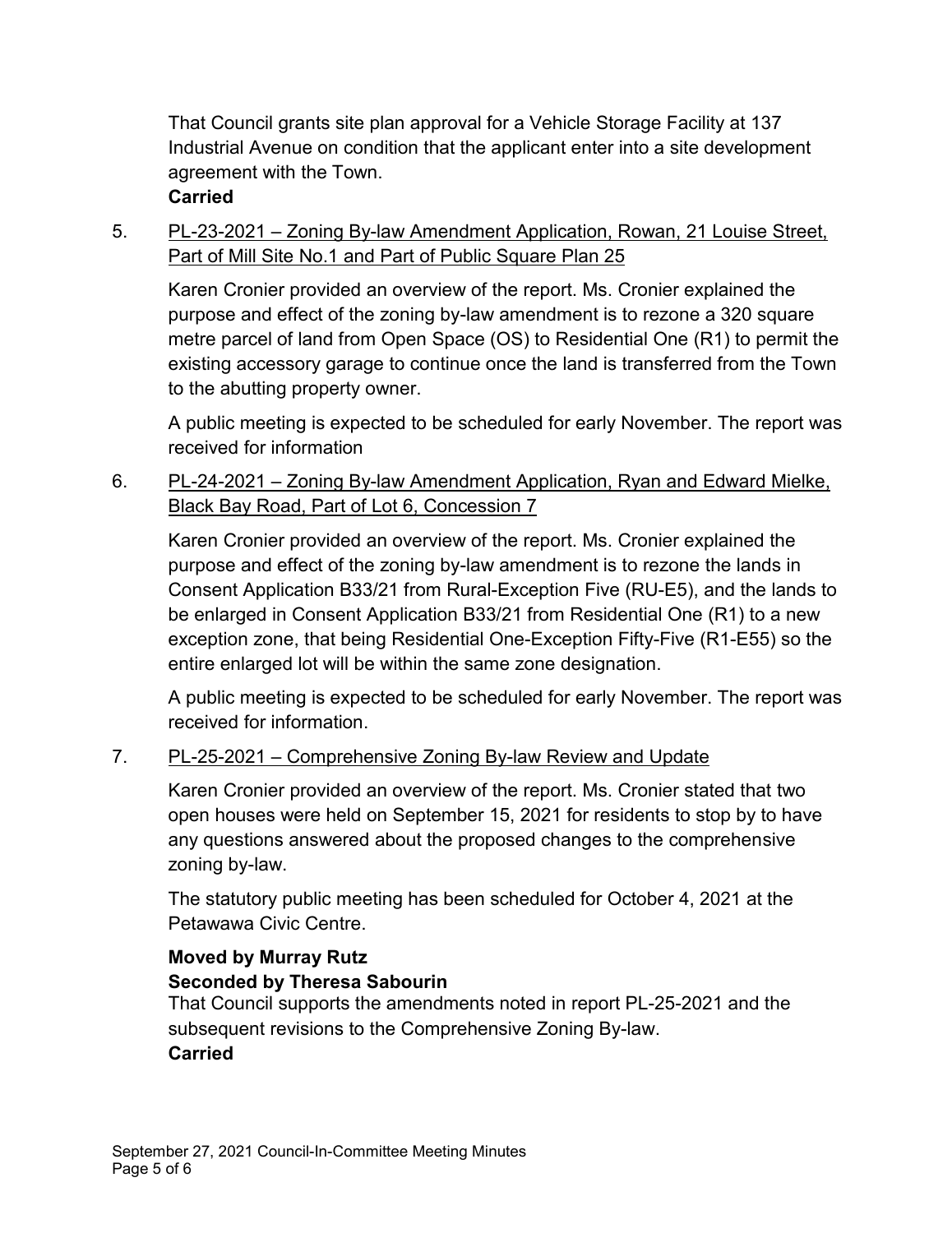That Council grants site plan approval for a Vehicle Storage Facility at 137 Industrial Avenue on condition that the applicant enter into a site development agreement with the Town.
**Carried**

5. PL-23-2021 – Zoning By-law Amendment Application, Rowan, 21 Louise Street, Part of Mill Site No.1 and Part of Public Square Plan 25

   Karen Cronier provided an overview of the report. Ms. Cronier explained the purpose and effect of the zoning by-law amendment is to rezone a 320 square metre parcel of land from Open Space (OS) to Residential One (R1) to permit the existing accessory garage to continue once the land is transferred from the Town to the abutting property owner.

   A public meeting is expected to be scheduled for early November. The report was received for information

6. PL-24-2021 – Zoning By-law Amendment Application, Ryan and Edward Mielke, Black Bay Road, Part of Lot 6, Concession 7

   Karen Cronier provided an overview of the report. Ms. Cronier explained the purpose and effect of the zoning by-law amendment is to rezone the lands in Consent Application B33/21 from Rural-Exception Five (RU-E5), and the lands to be enlarged in Consent Application B33/21 from Residential One (R1) to a new exception zone, that being Residential One-Exception Fifty-Five (R1-E55) so the entire enlarged lot will be within the same zone designation.

   A public meeting is expected to be scheduled for early November. The report was received for information.

7. PL-25-2021 – Comprehensive Zoning By-law Review and Update

   Karen Cronier provided an overview of the report. Ms. Cronier stated that two open houses were held on September 15, 2021 for residents to stop by to have any questions answered about the proposed changes to the comprehensive zoning by-law.

   The statutory public meeting has been scheduled for October 4, 2021 at the Petawawa Civic Centre.

   **Moved by Murray Rutz**
   **Seconded by Theresa Sabourin**
   That Council supports the amendments noted in report PL-25-2021 and the subsequent revisions to the Comprehensive Zoning By-law.
   **Carried**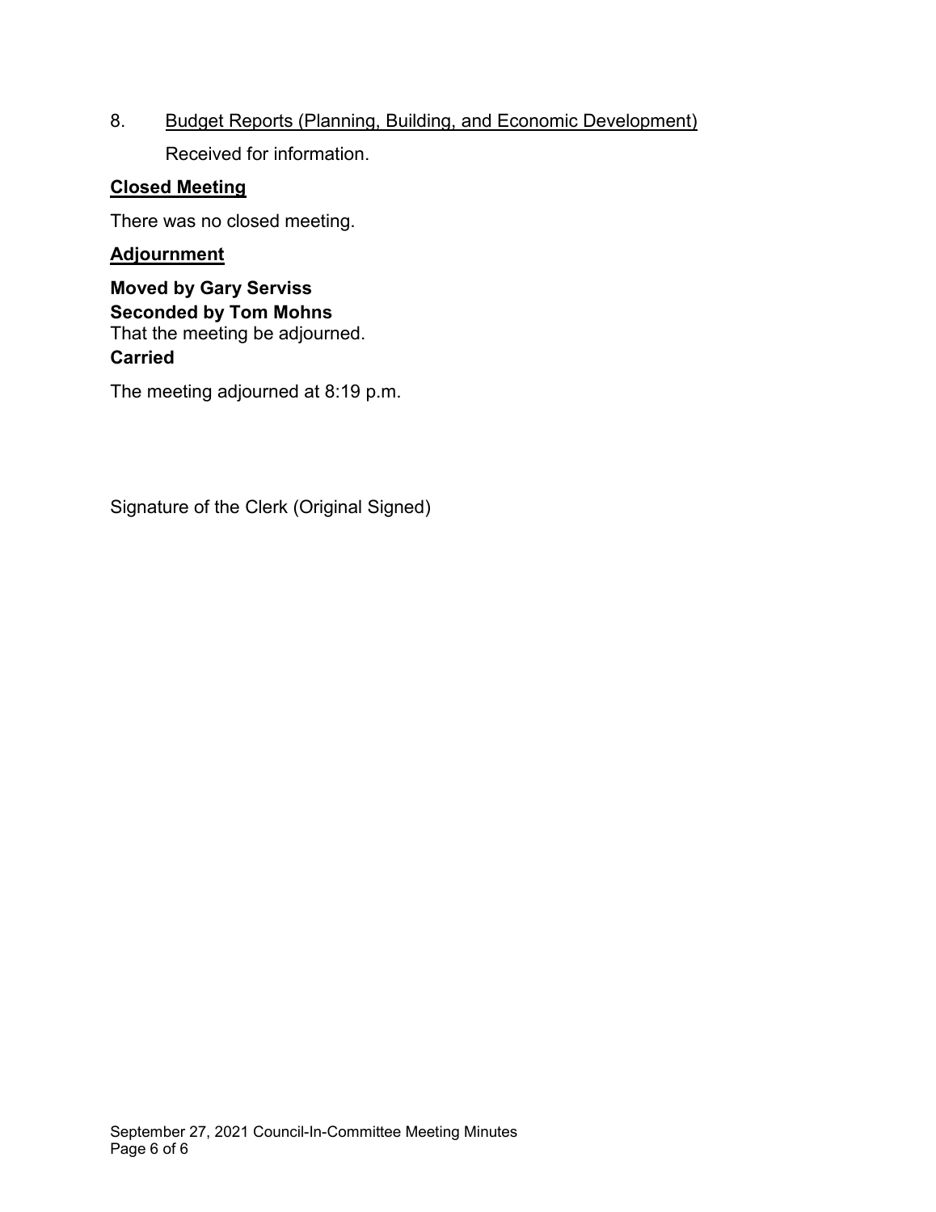8. Budget Reports (Planning, Building, and Economic Development)

   Received for information.

**Closed Meeting**

There was no closed meeting.

**Adjournment**

**Moved by Gary Serviss**
**Seconded by Tom Mohns**
That the meeting be adjourned.
**Carried**

The meeting adjourned at 8:19 p.m.

Signature of the Clerk (Original Signed)